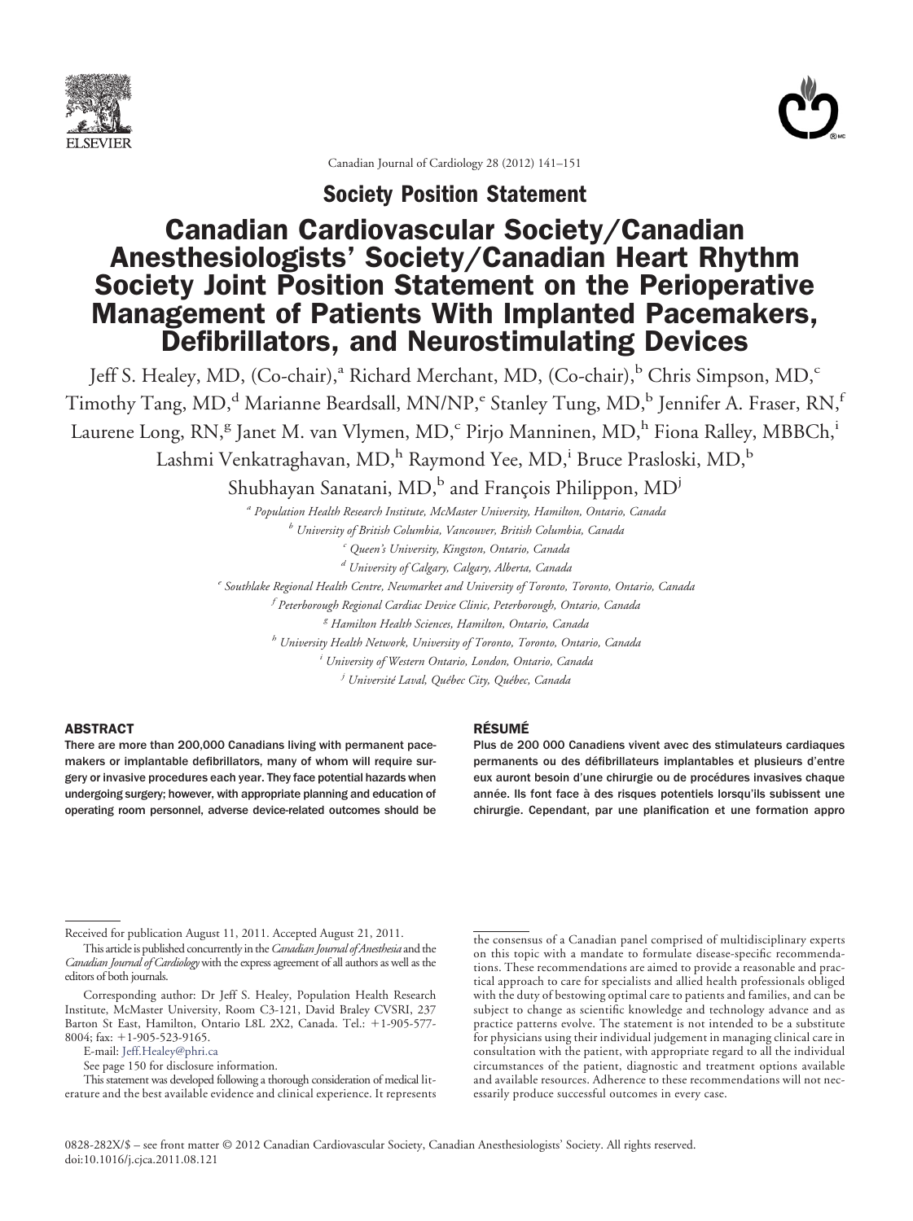Society Position Statement

# Canadian Cardiovascular Society/Canadian Anesthesiologists' Society/Canadian Heart Rhythm Society Joint Position Statement on the Perioperative Management of Patients With Implanted Pacemakers, Defibrillators, and Neurostimulating Devices

Jeff S. Healey, MD, (Co-chair),[a] Richard Merchant, MD, (Co-chair),[b] Chris Simpson, MD,[c] Timothy Tang, MD,[d] Marianne Beardsall, MN/NP,[e] Stanley Tung, MD,[b] Jennifer A. Fraser, RN,[f] Laurene Long, RN,[g] Janet M. van Vlymen, MD,[c] Pirjo Manninen, MD,[h] Fiona Ralley, MBBCh,[i] Lashmi Venkatraghavan, MD,[h] Raymond Yee, MD,[i] Bruce Prasloski, MD,[b] Shubhayan Sanatani, MD,[b] and François Philippon, MD[j]

[a] *Population Health Research Institute, McMaster University, Hamilton, Ontario, Canada*
[b] *University of British Columbia, Vancouver, British Columbia, Canada*
[c] *Queen's University, Kingston, Ontario, Canada*
[d] *University of Calgary, Calgary, Alberta, Canada*
[e] *Southlake Regional Health Centre, Newmarket and University of Toronto, Toronto, Ontario, Canada*
[f] *Peterborough Regional Cardiac Device Clinic, Peterborough, Ontario, Canada*
[g] *Hamilton Health Sciences, Hamilton, Ontario, Canada*
[h] *University Health Network, University of Toronto, Toronto, Ontario, Canada*
[i] *University of Western Ontario, London, Ontario, Canada*
[j] *Université Laval, Québec City, Québec, Canada*

## ABSTRACT

There are more than 200,000 Canadians living with permanent pacemakers or implantable defibrillators, many of whom will require surgery or invasive procedures each year. They face potential hazards when undergoing surgery; however, with appropriate planning and education of operating room personnel, adverse device-related outcomes should be

## RÉSUMÉ

Plus de 200 000 Canadiens vivent avec des stimulateurs cardiaques permanents ou des défibrillateurs implantables et plusieurs d'entre eux auront besoin d'une chirurgie ou de procédures invasives chaque année. Ils font face à des risques potentiels lorsqu'ils subissent une chirurgie. Cependant, par une planification et une formation appro

Received for publication August 11, 2011. Accepted August 21, 2011.

This article is published concurrently in the *Canadian Journal of Anesthesia* and the *Canadian Journal of Cardiology* with the express agreement of all authors as well as the editors of both journals.

Corresponding author: Dr Jeff S. Healey, Population Health Research Institute, McMaster University, Room C3-121, David Braley CVSRI, 237 Barton St East, Hamilton, Ontario L8L 2X2, Canada. Tel.: +1-905-577-8004; fax: +1-905-523-9165.

E-mail: Jeff.Healey@phri.ca

See page 150 for disclosure information.

This statement was developed following a thorough consideration of medical literature and the best available evidence and clinical experience. It represents the consensus of a Canadian panel comprised of multidisciplinary experts on this topic with a mandate to formulate disease-specific recommendations. These recommendations are aimed to provide a reasonable and practical approach to care for specialists and allied health professionals obliged with the duty of bestowing optimal care to patients and families, and can be subject to change as scientific knowledge and technology advance and as practice patterns evolve. The statement is not intended to be a substitute for physicians using their individual judgement in managing clinical care in consultation with the patient, with appropriate regard to all the individual circumstances of the patient, diagnostic and treatment options available and available resources. Adherence to these recommendations will not necessarily produce successful outcomes in every case.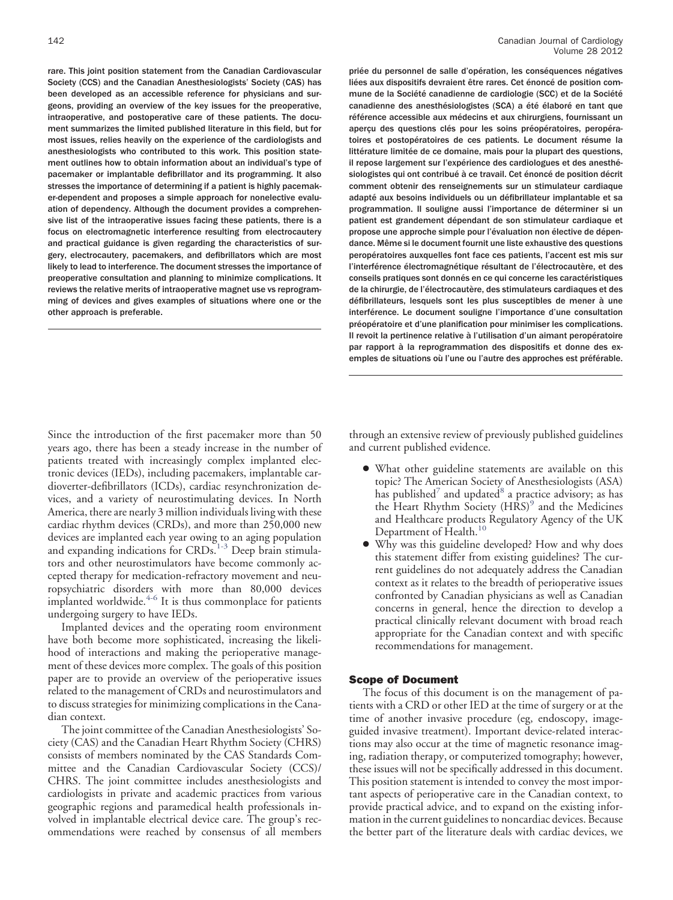rare. This joint position statement from the Canadian Cardiovascular Society (CCS) and the Canadian Anesthesiologists' Society (CAS) has been developed as an accessible reference for physicians and surgeons, providing an overview of the key issues for the preoperative, intraoperative, and postoperative care of these patients. The document summarizes the limited published literature in this field, but for most issues, relies heavily on the experience of the cardiologists and anesthesiologists who contributed to this work. This position statement outlines how to obtain information about an individual's type of pacemaker or implantable defibrillator and its programming. It also stresses the importance of determining if a patient is highly pacemaker-dependent and proposes a simple approach for nonelective evaluation of dependency. Although the document provides a comprehensive list of the intraoperative issues facing these patients, there is a focus on electromagnetic interference resulting from electrocautery and practical guidance is given regarding the characteristics of surgery, electrocautery, pacemakers, and defibrillators which are most likely to lead to interference. The document stresses the importance of preoperative consultation and planning to minimize complications. It reviews the relative merits of intraoperative magnet use vs reprogramming of devices and gives examples of situations where one or the other approach is preferable.

priée du personnel de salle d'opération, les conséquences négatives liées aux dispositifs devraient être rares. Cet énoncé de position commune de la Société canadienne de cardiologie (SCC) et de la Société canadienne des anesthésiologistes (SCA) a été élaboré en tant que référence accessible aux médecins et aux chirurgiens, fournissant un aperçu des questions clés pour les soins préopératoires, peropératoires et postopératoires de ces patients. Le document résume la littérature limitée de ce domaine, mais pour la plupart des questions, il repose largement sur l'expérience des cardiologues et des anesthésiologistes qui ont contribué à ce travail. Cet énoncé de position décrit comment obtenir des renseignements sur un stimulateur cardiaque adapté aux besoins individuels ou un défibrillateur implantable et sa programmation. Il souligne aussi l'importance de déterminer si un patient est grandement dépendant de son stimulateur cardiaque et propose une approche simple pour l'évaluation non élective de dépendance. Même si le document fournit une liste exhaustive des questions peropératoires auxquelles font face ces patients, l'accent est mis sur l'interférence électromagnétique résultant de l'électrocautère, et des conseils pratiques sont donnés en ce qui concerne les caractéristiques de la chirurgie, de l'électrocautère, des stimulateurs cardiaques et des défibrillateurs, lesquels sont les plus susceptibles de mener à une interférence. Le document souligne l'importance d'une consultation préopératoire et d'une planification pour minimiser les complications. Il revoit la pertinence relative à l'utilisation d'un aimant peropératoire par rapport à la reprogrammation des dispositifs et donne des exemples de situations où l'une ou l'autre des approches est préférable.

Since the introduction of the first pacemaker more than 50 years ago, there has been a steady increase in the number of patients treated with increasingly complex implanted electronic devices (IEDs), including pacemakers, implantable cardioverter-defibrillators (ICDs), cardiac resynchronization devices, and a variety of neurostimulating devices. In North America, there are nearly 3 million individuals living with these cardiac rhythm devices (CRDs), and more than 250,000 new devices are implanted each year owing to an aging population and expanding indications for CRDs.[1-3] Deep brain stimulators and other neurostimulators have become commonly accepted therapy for medication-refractory movement and neuropsychiatric disorders with more than 80,000 devices implanted worldwide.[4-6] It is thus commonplace for patients undergoing surgery to have IEDs.

Implanted devices and the operating room environment have both become more sophisticated, increasing the likelihood of interactions and making the perioperative management of these devices more complex. The goals of this position paper are to provide an overview of the perioperative issues related to the management of CRDs and neurostimulators and to discuss strategies for minimizing complications in the Canadian context.

The joint committee of the Canadian Anesthesiologists' Society (CAS) and the Canadian Heart Rhythm Society (CHRS) consists of members nominated by the CAS Standards Committee and the Canadian Cardiovascular Society (CCS)/CHRS. The joint committee includes anesthesiologists and cardiologists in private and academic practices from various geographic regions and paramedical health professionals involved in implantable electrical device care. The group's recommendations were reached by consensus of all members through an extensive review of previously published guidelines and current published evidence.

- What other guideline statements are available on this topic? The American Society of Anesthesiologists (ASA) has published[7] and updated[8] a practice advisory; as has the Heart Rhythm Society (HRS)[9] and the Medicines and Healthcare products Regulatory Agency of the UK Department of Health.[10]
- Why was this guideline developed? How and why does this statement differ from existing guidelines? The current guidelines do not adequately address the Canadian context as it relates to the breadth of perioperative issues confronted by Canadian physicians as well as Canadian concerns in general, hence the direction to develop a practical clinically relevant document with broad reach appropriate for the Canadian context and with specific recommendations for management.

## Scope of Document

The focus of this document is on the management of patients with a CRD or other IED at the time of surgery or at the time of another invasive procedure (eg, endoscopy, image-guided invasive treatment). Important device-related interactions may also occur at the time of magnetic resonance imaging, radiation therapy, or computerized tomography; however, these issues will not be specifically addressed in this document. This position statement is intended to convey the most important aspects of perioperative care in the Canadian context, to provide practical advice, and to expand on the existing information in the current guidelines to noncardiac devices. Because the better part of the literature deals with cardiac devices, we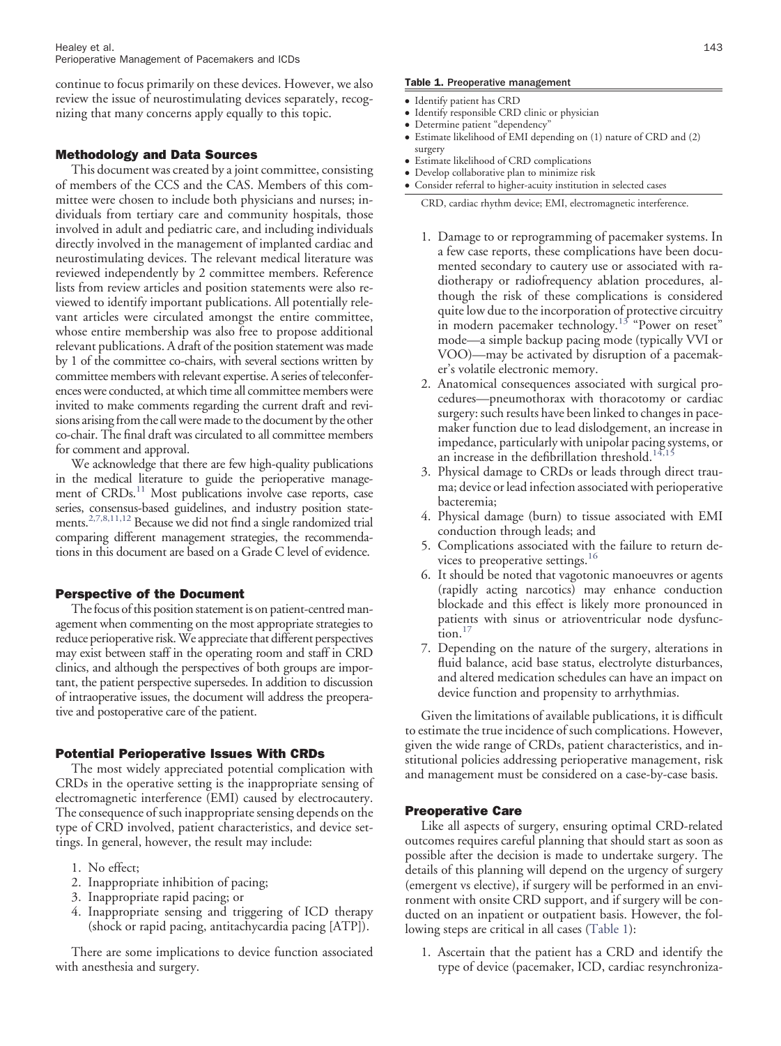continue to focus primarily on these devices. However, we also review the issue of neurostimulating devices separately, recognizing that many concerns apply equally to this topic.

## Methodology and Data Sources

This document was created by a joint committee, consisting of members of the CCS and the CAS. Members of this committee were chosen to include both physicians and nurses; individuals from tertiary care and community hospitals, those involved in adult and pediatric care, and including individuals directly involved in the management of implanted cardiac and neurostimulating devices. The relevant medical literature was reviewed independently by 2 committee members. Reference lists from review articles and position statements were also reviewed to identify important publications. All potentially relevant articles were circulated amongst the entire committee, whose entire membership was also free to propose additional relevant publications. A draft of the position statement was made by 1 of the committee co-chairs, with several sections written by committee members with relevant expertise. A series of teleconferences were conducted, at which time all committee members were invited to make comments regarding the current draft and revisions arising from the call were made to the document by the other co-chair. The final draft was circulated to all committee members for comment and approval.

We acknowledge that there are few high-quality publications in the medical literature to guide the perioperative management of CRDs.[11] Most publications involve case reports, case series, consensus-based guidelines, and industry position statements.[2,7,8,11,12] Because we did not find a single randomized trial comparing different management strategies, the recommendations in this document are based on a Grade C level of evidence.

## Perspective of the Document

The focus of this position statement is on patient-centred management when commenting on the most appropriate strategies to reduce perioperative risk. We appreciate that different perspectives may exist between staff in the operating room and staff in CRD clinics, and although the perspectives of both groups are important, the patient perspective supersedes. In addition to discussion of intraoperative issues, the document will address the preoperative and postoperative care of the patient.

## Potential Perioperative Issues With CRDs

The most widely appreciated potential complication with CRDs in the operative setting is the inappropriate sensing of electromagnetic interference (EMI) caused by electrocautery. The consequence of such inappropriate sensing depends on the type of CRD involved, patient characteristics, and device settings. In general, however, the result may include:

1. No effect;
2. Inappropriate inhibition of pacing;
3. Inappropriate rapid pacing; or
4. Inappropriate sensing and triggering of ICD therapy (shock or rapid pacing, antitachycardia pacing [ATP]).

There are some implications to device function associated with anesthesia and surgery.

1. Damage to or reprogramming of pacemaker systems. In a few case reports, these complications have been documented secondary to cautery use or associated with radiotherapy or radiofrequency ablation procedures, although the risk of these complications is considered quite low due to the incorporation of protective circuitry in modern pacemaker technology.[13] "Power on reset" mode—a simple backup pacing mode (typically VVI or VOO)—may be activated by disruption of a pacemaker's volatile electronic memory.
2. Anatomical consequences associated with surgical procedures—pneumothorax with thoracotomy or cardiac surgery: such results have been linked to changes in pacemaker function due to lead dislodgement, an increase in impedance, particularly with unipolar pacing systems, or an increase in the defibrillation threshold.[14,15]
3. Physical damage to CRDs or leads through direct trauma; device or lead infection associated with perioperative bacteremia;
4. Physical damage (burn) to tissue associated with EMI conduction through leads; and
5. Complications associated with the failure to return devices to preoperative settings.[16]
6. It should be noted that vagotonic manoeuvres or agents (rapidly acting narcotics) may enhance conduction blockade and this effect is likely more pronounced in patients with sinus or atrioventricular node dysfunction.[17]
7. Depending on the nature of the surgery, alterations in fluid balance, acid base status, electrolyte disturbances, and altered medication schedules can have an impact on device function and propensity to arrhythmias.

Given the limitations of available publications, it is difficult to estimate the true incidence of such complications. However, given the wide range of CRDs, patient characteristics, and institutional policies addressing perioperative management, risk and management must be considered on a case-by-case basis.

**Table 1.** Preoperative management

| |
|---|
| • Identify patient has CRD |
| • Identify responsible CRD clinic or physician |
| • Determine patient "dependency" |
| • Estimate likelihood of EMI depending on (1) nature of CRD and (2) surgery |
| • Estimate likelihood of CRD complications |
| • Develop collaborative plan to minimize risk |
| • Consider referral to higher-acuity institution in selected cases |

CRD, cardiac rhythm device; EMI, electromagnetic interference.

## Preoperative Care

Like all aspects of surgery, ensuring optimal CRD-related outcomes requires careful planning that should start as soon as possible after the decision is made to undertake surgery. The details of this planning will depend on the urgency of surgery (emergent vs elective), if surgery will be performed in an environment with onsite CRD support, and if surgery will be conducted on an inpatient or outpatient basis. However, the following steps are critical in all cases (Table 1):

1. Ascertain that the patient has a CRD and identify the type of device (pacemaker, ICD, cardiac resynchroniza-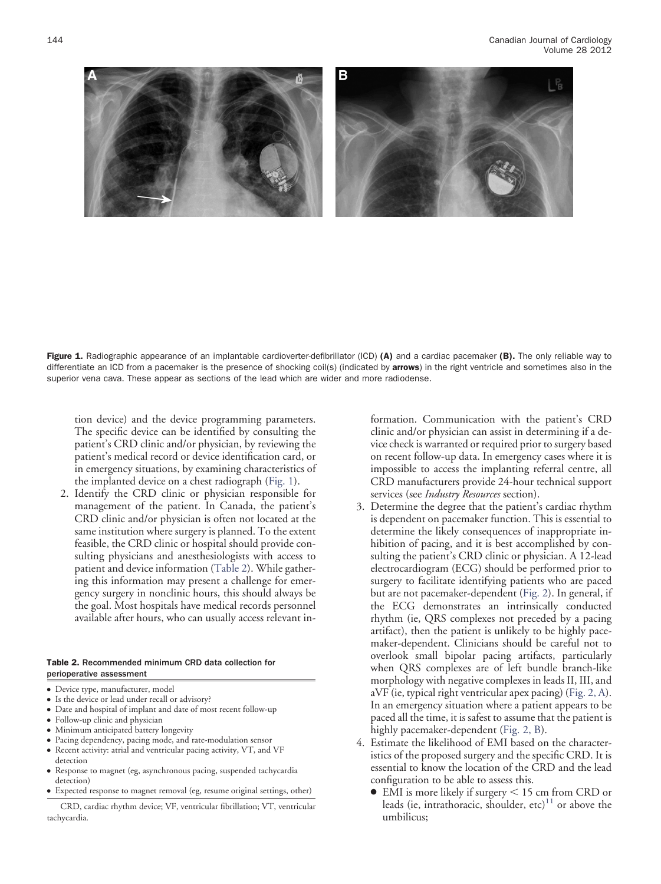Figure 1. Radiographic appearance of an implantable cardioverter-defibrillator (ICD) **(A)** and a cardiac pacemaker **(B).** The only reliable way to differentiate an ICD from a pacemaker is the presence of shocking coil(s) (indicated by **arrows**) in the right ventricle and sometimes also in the superior vena cava. These appear as sections of the lead which are wider and more radiodense.

tion device) and the device programming parameters. The specific device can be identified by consulting the patient's CRD clinic and/or physician, by reviewing the patient's medical record or device identification card, or in emergency situations, by examining characteristics of the implanted device on a chest radiograph (Fig. 1).

2. Identify the CRD clinic or physician responsible for management of the patient. In Canada, the patient's CRD clinic and/or physician is often not located at the same institution where surgery is planned. To the extent feasible, the CRD clinic or hospital should provide consulting physicians and anesthesiologists with access to patient and device information (Table 2). While gathering this information may present a challenge for emergency surgery in nonclinic hours, this should always be the goal. Most hospitals have medical records personnel available after hours, who can usually access relevant information. Communication with the patient's CRD clinic and/or physician can assist in determining if a device check is warranted or required prior to surgery based on recent follow-up data. In emergency cases where it is impossible to access the implanting referral centre, all CRD manufacturers provide 24-hour technical support services (see *Industry Resources* section).

**Table 2. Recommended minimum CRD data collection for perioperative assessment**

- Device type, manufacturer, model
- Is the device or lead under recall or advisory?
- Date and hospital of implant and date of most recent follow-up
- Follow-up clinic and physician
- Minimum anticipated battery longevity
- Pacing dependency, pacing mode, and rate-modulation sensor
- Recent activity: atrial and ventricular pacing activity, VT, and VF detection
- Response to magnet (eg, asynchronous pacing, suspended tachycardia detection)
- Expected response to magnet removal (eg, resume original settings, other)

CRD, cardiac rhythm device; VF, ventricular fibrillation; VT, ventricular tachycardia.

3. Determine the degree that the patient's cardiac rhythm is dependent on pacemaker function. This is essential to determine the likely consequences of inappropriate inhibition of pacing, and it is best accomplished by consulting the patient's CRD clinic or physician. A 12-lead electrocardiogram (ECG) should be performed prior to surgery to facilitate identifying patients who are paced but are not pacemaker-dependent (Fig. 2). In general, if the ECG demonstrates an intrinsically conducted rhythm (ie, QRS complexes not preceded by a pacing artifact), then the patient is unlikely to be highly pacemaker-dependent. Clinicians should be careful not to overlook small bipolar pacing artifacts, particularly when QRS complexes are of left bundle branch-like morphology with negative complexes in leads II, III, and aVF (ie, typical right ventricular apex pacing) (Fig. 2, A). In an emergency situation where a patient appears to be paced all the time, it is safest to assume that the patient is highly pacemaker-dependent (Fig. 2, B).
4. Estimate the likelihood of EMI based on the characteristics of the proposed surgery and the specific CRD. It is essential to know the location of the CRD and the lead configuration to be able to assess this.
   - EMI is more likely if surgery < 15 cm from CRD or leads (ie, intrathoracic, shoulder, etc)[11] or above the umbilicus;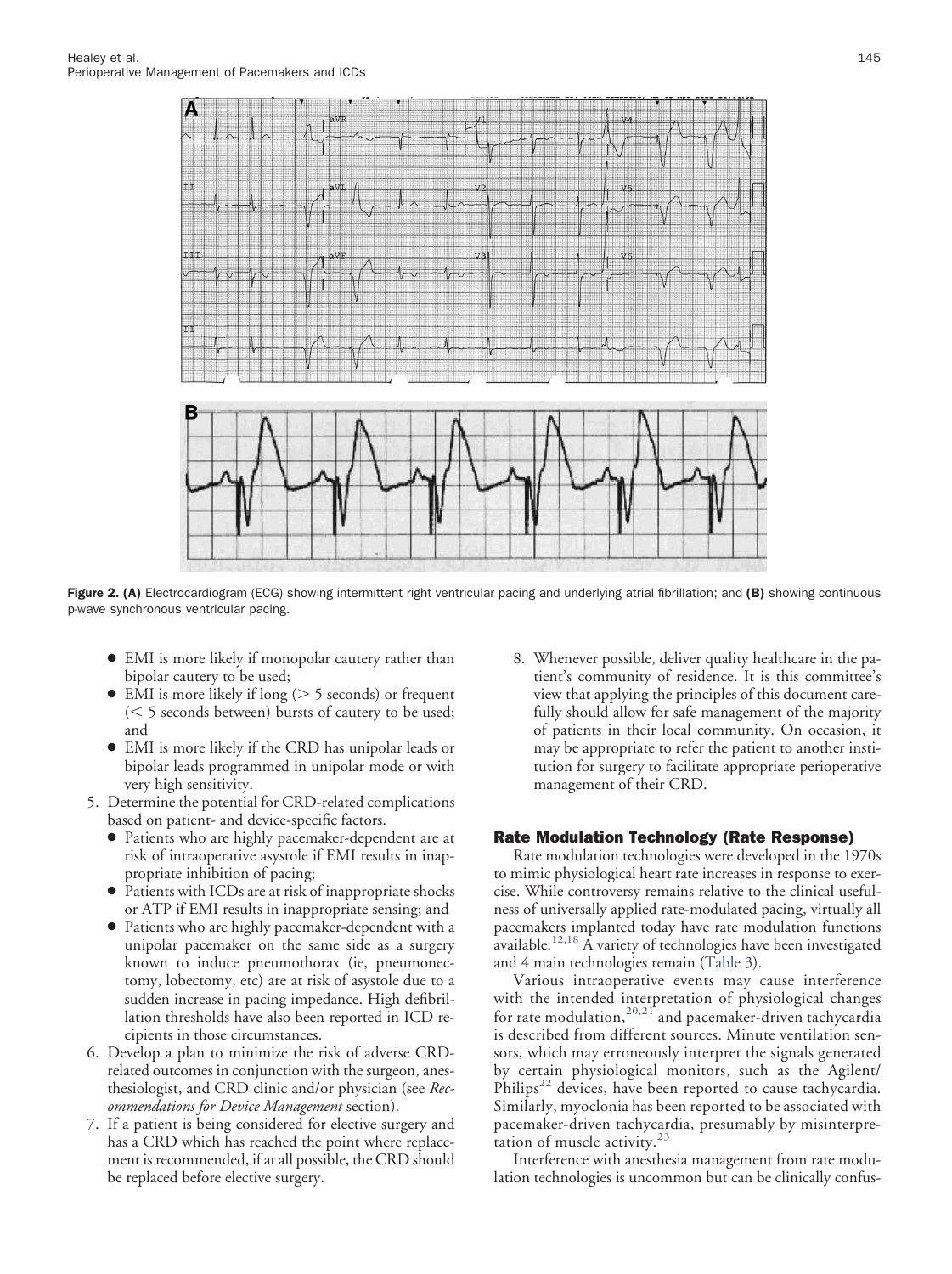Figure 2. (A) Electrocardiogram (ECG) showing intermittent right ventricular pacing and underlying atrial fibrillation; and (B) showing continuous p-wave synchronous ventricular pacing.

- EMI is more likely if monopolar cautery rather than bipolar cautery to be used;
- EMI is more likely if long (> 5 seconds) or frequent (< 5 seconds between) bursts of cautery to be used; and
- EMI is more likely if the CRD has unipolar leads or bipolar leads programmed in unipolar mode or with very high sensitivity.

5. Determine the potential for CRD-related complications based on patient- and device-specific factors.
   - Patients who are highly pacemaker-dependent are at risk of intraoperative asystole if EMI results in inappropriate inhibition of pacing;
   - Patients with ICDs are at risk of inappropriate shocks or ATP if EMI results in inappropriate sensing; and
   - Patients who are highly pacemaker-dependent with a unipolar pacemaker on the same side as a surgery known to induce pneumothorax (ie, pneumonectomy, lobectomy, etc) are at risk of asystole due to a sudden increase in pacing impedance. High defibrillation thresholds have also been reported in ICD recipients in those circumstances.
6. Develop a plan to minimize the risk of adverse CRD-related outcomes in conjunction with the surgeon, anesthesiologist, and CRD clinic and/or physician (see *Recommendations for Device Management* section).
7. If a patient is being considered for elective surgery and has a CRD which has reached the point where replacement is recommended, if at all possible, the CRD should be replaced before elective surgery.
8. Whenever possible, deliver quality healthcare in the patient's community of residence. It is this committee's view that applying the principles of this document carefully should allow for safe management of the majority of patients in their local community. On occasion, it may be appropriate to refer the patient to another institution for surgery to facilitate appropriate perioperative management of their CRD.

## Rate Modulation Technology (Rate Response)

Rate modulation technologies were developed in the 1970s to mimic physiological heart rate increases in response to exercise. While controversy remains relative to the clinical usefulness of universally applied rate-modulated pacing, virtually all pacemakers implanted today have rate modulation functions available.[12,18] A variety of technologies have been investigated and 4 main technologies remain (Table 3).

Various intraoperative events may cause interference with the intended interpretation of physiological changes for rate modulation,[20,21] and pacemaker-driven tachycardia is described from different sources. Minute ventilation sensors, which may erroneously interpret the signals generated by certain physiological monitors, such as the Agilent/Philips[22] devices, have been reported to cause tachycardia. Similarly, myoclonia has been reported to be associated with pacemaker-driven tachycardia, presumably by misinterpretation of muscle activity.[23]

Interference with anesthesia management from rate modulation technologies is uncommon but can be clinically confus-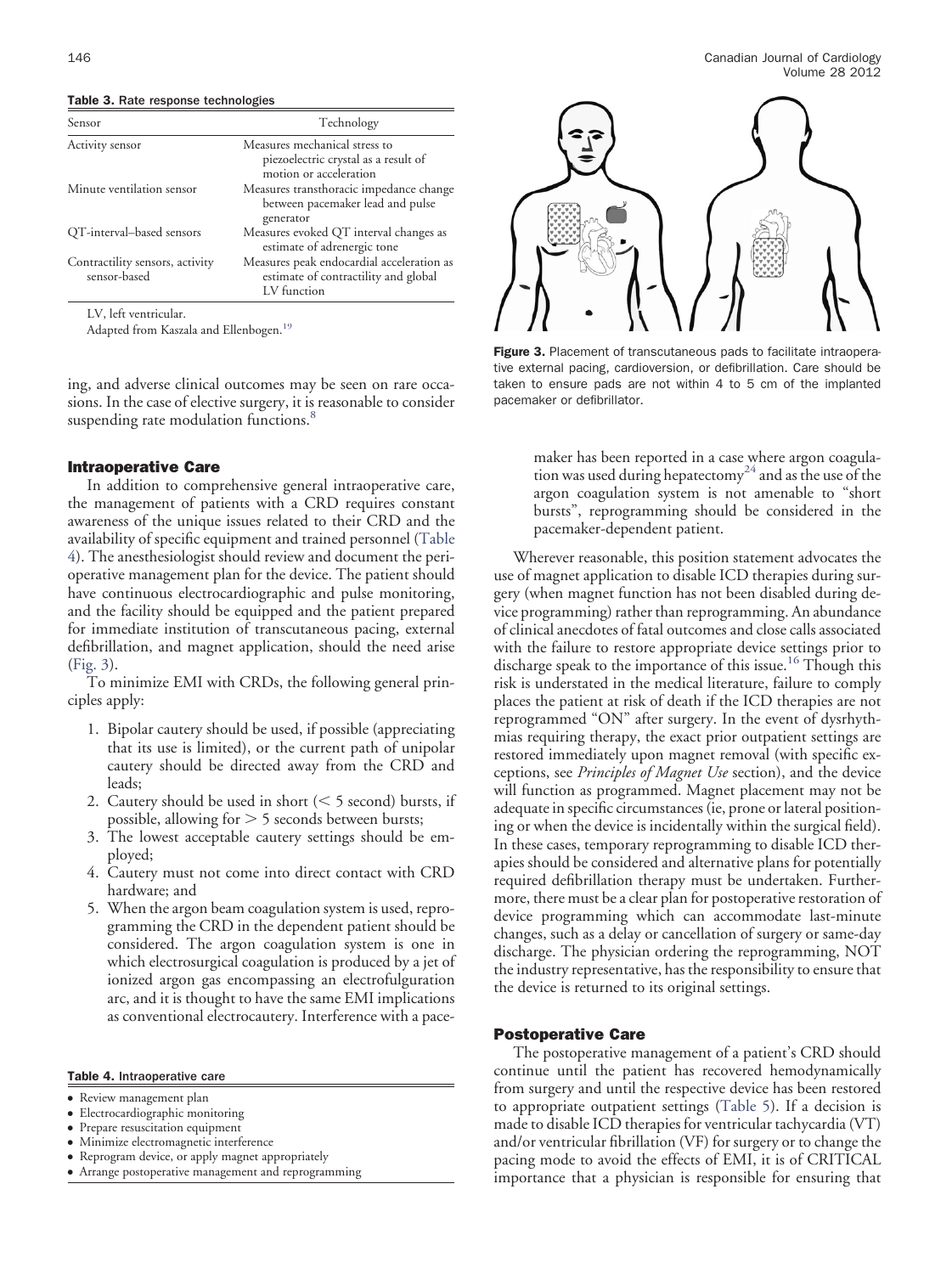**Table 3.** Rate response technologies

| Sensor | Technology |
| --- | --- |
| Activity sensor | Measures mechanical stress to piezoelectric crystal as a result of motion or acceleration |
| Minute ventilation sensor | Measures transthoracic impedance change between pacemaker lead and pulse generator |
| QT-interval–based sensors | Measures evoked QT interval changes as estimate of adrenergic tone |
| Contractility sensors, activity sensor-based | Measures peak endocardial acceleration as estimate of contractility and global LV function |

LV, left ventricular.

Adapted from Kaszala and Ellenbogen.[19]

ing, and adverse clinical outcomes may be seen on rare occasions. In the case of elective surgery, it is reasonable to consider suspending rate modulation functions.[8]

### Intraoperative Care

In addition to comprehensive general intraoperative care, the management of patients with a CRD requires constant awareness of the unique issues related to their CRD and the availability of specific equipment and trained personnel (Table 4). The anesthesiologist should review and document the perioperative management plan for the device. The patient should have continuous electrocardiographic and pulse monitoring, and the facility should be equipped and the patient prepared for immediate institution of transcutaneous pacing, external defibrillation, and magnet application, should the need arise (Fig. 3).

To minimize EMI with CRDs, the following general principles apply:

1. Bipolar cautery should be used, if possible (appreciating that its use is limited), or the current path of unipolar cautery should be directed away from the CRD and leads;
2. Cautery should be used in short (< 5 second) bursts, if possible, allowing for > 5 seconds between bursts;
3. The lowest acceptable cautery settings should be employed;
4. Cautery must not come into direct contact with CRD hardware; and
5. When the argon beam coagulation system is used, reprogramming the CRD in the dependent patient should be considered. The argon coagulation system is one in which electrosurgical coagulation is produced by a jet of ionized argon gas encompassing an electrofulguration arc, and it is thought to have the same EMI implications as conventional electrocautery. Interference with a pacemaker has been reported in a case where argon coagulation was used during hepatectomy[24] and as the use of the argon coagulation system is not amenable to "short bursts", reprogramming should be considered in the pacemaker-dependent patient.

**Table 4.** Intraoperative care

- Review management plan
- Electrocardiographic monitoring
- Prepare resuscitation equipment
- Minimize electromagnetic interference
- Reprogram device, or apply magnet appropriately
- Arrange postoperative management and reprogramming

**Figure 3.** Placement of transcutaneous pads to facilitate intraoperative external pacing, cardioversion, or defibrillation. Care should be taken to ensure pads are not within 4 to 5 cm of the implanted pacemaker or defibrillator.

Wherever reasonable, this position statement advocates the use of magnet application to disable ICD therapies during surgery (when magnet function has not been disabled during device programming) rather than reprogramming. An abundance of clinical anecdotes of fatal outcomes and close calls associated with the failure to restore appropriate device settings prior to discharge speak to the importance of this issue.[16] Though this risk is understated in the medical literature, failure to comply places the patient at risk of death if the ICD therapies are not reprogrammed "ON" after surgery. In the event of dysrhythmias requiring therapy, the exact prior outpatient settings are restored immediately upon magnet removal (with specific exceptions, see *Principles of Magnet Use* section), and the device will function as programmed. Magnet placement may not be adequate in specific circumstances (ie, prone or lateral positioning or when the device is incidentally within the surgical field). In these cases, temporary reprogramming to disable ICD therapies should be considered and alternative plans for potentially required defibrillation therapy must be undertaken. Furthermore, there must be a clear plan for postoperative restoration of device programming which can accommodate last-minute changes, such as a delay or cancellation of surgery or same-day discharge. The physician ordering the reprogramming, NOT the industry representative, has the responsibility to ensure that the device is returned to its original settings.

### Postoperative Care

The postoperative management of a patient's CRD should continue until the patient has recovered hemodynamically from surgery and until the respective device has been restored to appropriate outpatient settings (Table 5). If a decision is made to disable ICD therapies for ventricular tachycardia (VT) and/or ventricular fibrillation (VF) for surgery or to change the pacing mode to avoid the effects of EMI, it is of CRITICAL importance that a physician is responsible for ensuring that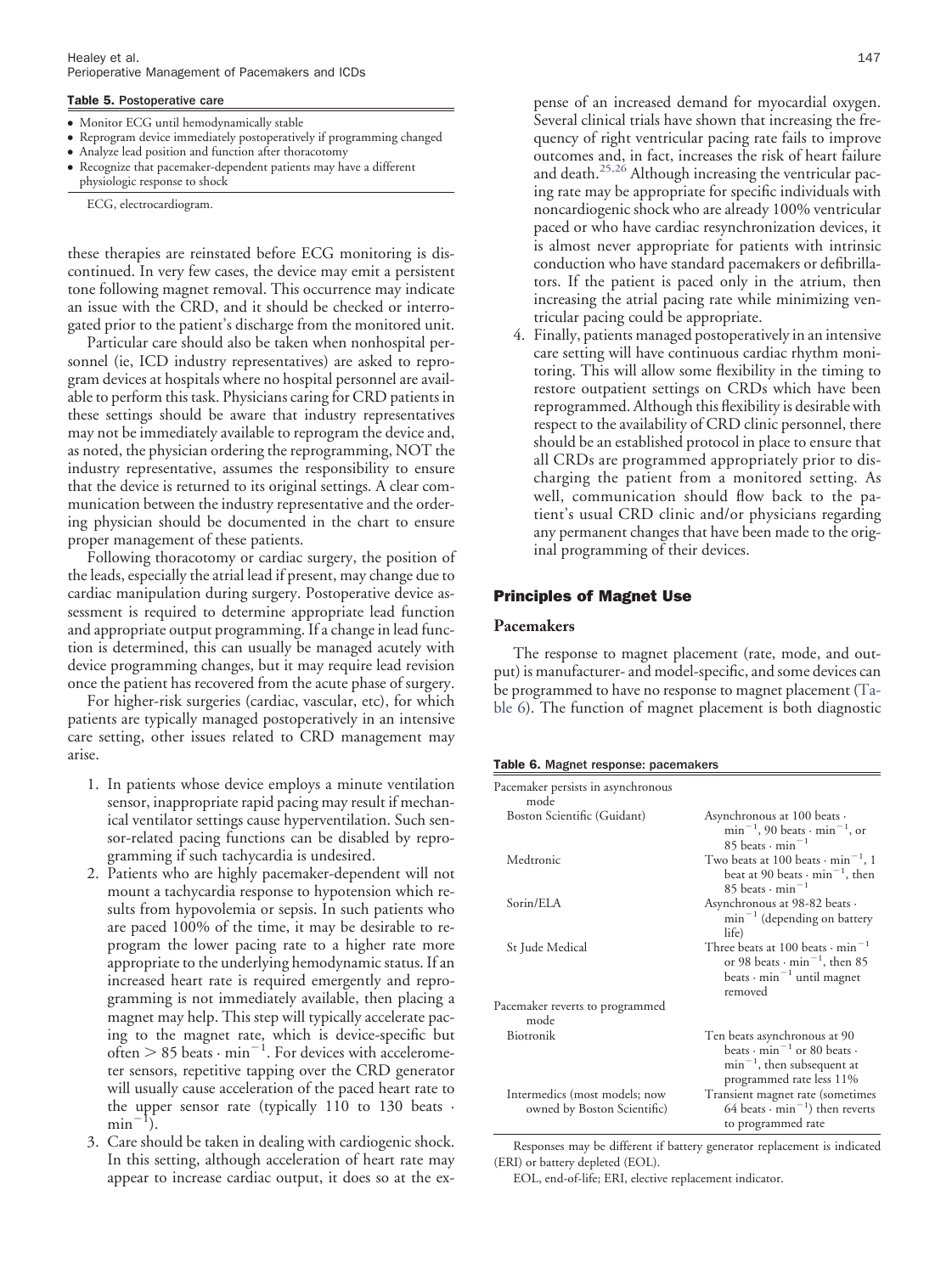**Table 5.** Postoperative care

- Monitor ECG until hemodynamically stable
- Reprogram device immediately postoperatively if programming changed
- Analyze lead position and function after thoracotomy
- Recognize that pacemaker-dependent patients may have a different physiologic response to shock

ECG, electrocardiogram.

these therapies are reinstated before ECG monitoring is discontinued. In very few cases, the device may emit a persistent tone following magnet removal. This occurrence may indicate an issue with the CRD, and it should be checked or interrogated prior to the patient's discharge from the monitored unit.

Particular care should also be taken when nonhospital personnel (ie, ICD industry representatives) are asked to reprogram devices at hospitals where no hospital personnel are available to perform this task. Physicians caring for CRD patients in these settings should be aware that industry representatives may not be immediately available to reprogram the device and, as noted, the physician ordering the reprogramming, NOT the industry representative, assumes the responsibility to ensure that the device is returned to its original settings. A clear communication between the industry representative and the ordering physician should be documented in the chart to ensure proper management of these patients.

Following thoracotomy or cardiac surgery, the position of the leads, especially the atrial lead if present, may change due to cardiac manipulation during surgery. Postoperative device assessment is required to determine appropriate lead function and appropriate output programming. If a change in lead function is determined, this can usually be managed acutely with device programming changes, but it may require lead revision once the patient has recovered from the acute phase of surgery.

For higher-risk surgeries (cardiac, vascular, etc), for which patients are typically managed postoperatively in an intensive care setting, other issues related to CRD management may arise.

1. In patients whose device employs a minute ventilation sensor, inappropriate rapid pacing may result if mechanical ventilator settings cause hyperventilation. Such sensor-related pacing functions can be disabled by reprogramming if such tachycardia is undesired.
2. Patients who are highly pacemaker-dependent will not mount a tachycardia response to hypotension which results from hypovolemia or sepsis. In such patients who are paced 100% of the time, it may be desirable to reprogram the lower pacing rate to a higher rate more appropriate to the underlying hemodynamic status. If an increased heart rate is required emergently and reprogramming is not immediately available, then placing a magnet may help. This step will typically accelerate pacing to the magnet rate, which is device-specific but often > 85 beats $\cdot$ min$^{-1}$. For devices with accelerometer sensors, repetitive tapping over the CRD generator will usually cause acceleration of the paced heart rate to the upper sensor rate (typically 110 to 130 beats $\cdot$ min$^{-1}$).
3. Care should be taken in dealing with cardiogenic shock. In this setting, although acceleration of heart rate may appear to increase cardiac output, it does so at the expense of an increased demand for myocardial oxygen. Several clinical trials have shown that increasing the frequency of right ventricular pacing rate fails to improve outcomes and, in fact, increases the risk of heart failure and death.[25,26] Although increasing the ventricular pacing rate may be appropriate for specific individuals with noncardiogenic shock who are already 100% ventricular paced or who have cardiac resynchronization devices, it is almost never appropriate for patients with intrinsic conduction who have standard pacemakers or defibrillators. If the patient is paced only in the atrium, then increasing the atrial pacing rate while minimizing ventricular pacing could be appropriate.
4. Finally, patients managed postoperatively in an intensive care setting will have continuous cardiac rhythm monitoring. This will allow some flexibility in the timing to restore outpatient settings on CRDs which have been reprogrammed. Although this flexibility is desirable with respect to the availability of CRD clinic personnel, there should be an established protocol in place to ensure that all CRDs are programmed appropriately prior to discharging the patient from a monitored setting. As well, communication should flow back to the patient's usual CRD clinic and/or physicians regarding any permanent changes that have been made to the original programming of their devices.

## Principles of Magnet Use

### Pacemakers

The response to magnet placement (rate, mode, and output) is manufacturer- and model-specific, and some devices can be programmed to have no response to magnet placement (Table 6). The function of magnet placement is both diagnostic

**Table 6.** Magnet response: pacemakers

| | |
|---|---|
| Pacemaker persists in asynchronous mode | |
| Boston Scientific (Guidant) | Asynchronous at 100 beats $\cdot$ min$^{-1}$, 90 beats $\cdot$ min$^{-1}$, or 85 beats $\cdot$ min$^{-1}$ |
| Medtronic | Two beats at 100 beats $\cdot$ min$^{-1}$, 1 beat at 90 beats $\cdot$ min$^{-1}$, then 85 beats $\cdot$ min$^{-1}$ |
| Sorin/ELA | Asynchronous at 98-82 beats $\cdot$ min$^{-1}$ (depending on battery life) |
| St Jude Medical | Three beats at 100 beats $\cdot$ min$^{-1}$ or 98 beats $\cdot$ min$^{-1}$, then 85 beats $\cdot$ min$^{-1}$ until magnet removed |
| Pacemaker reverts to programmed mode | |
| Biotronik | Ten beats asynchronous at 90 beats $\cdot$ min$^{-1}$ or 80 beats $\cdot$ min$^{-1}$, then subsequent at programmed rate less 11% |
| Intermedics (most models; now owned by Boston Scientific) | Transient magnet rate (sometimes 64 beats $\cdot$ min$^{-1}$) then reverts to programmed rate |

Responses may be different if battery generator replacement is indicated (ERI) or battery depleted (EOL).

EOL, end-of-life; ERI, elective replacement indicator.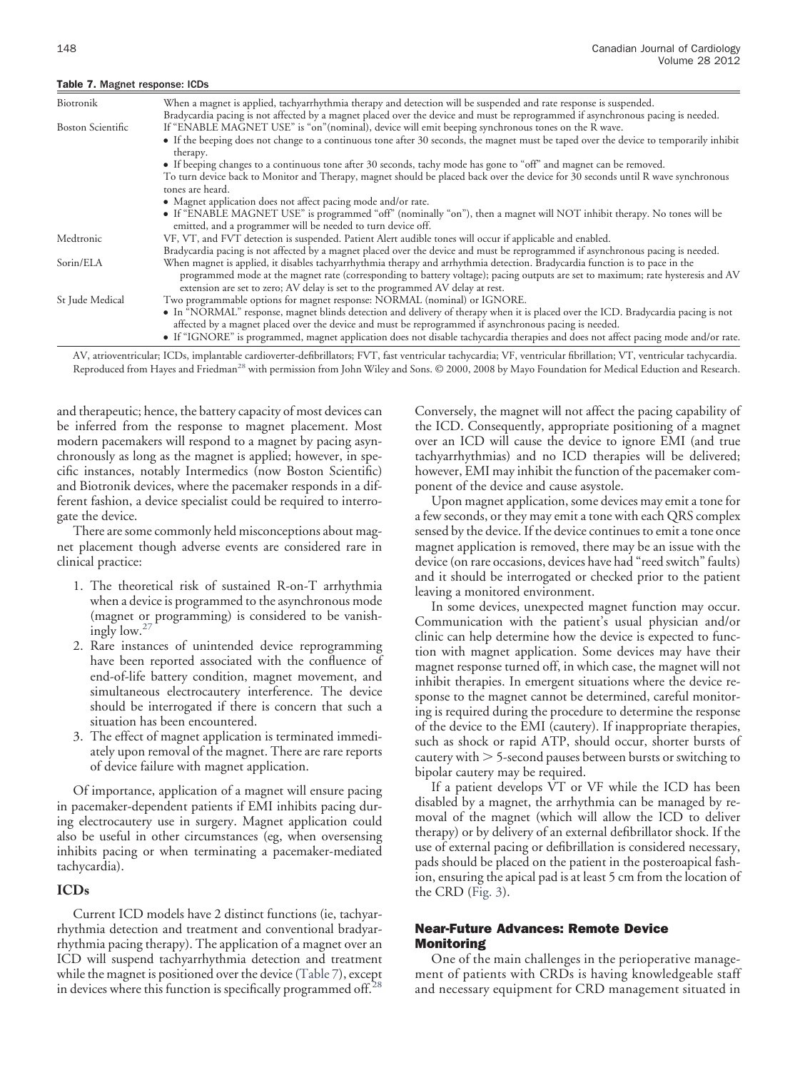**Table 7.** Magnet response: ICDs

| | |
|---|---|
| Biotronik | When a magnet is applied, tachyarrhythmia therapy and detection will be suspended and rate response is suspended. Bradycardia pacing is not affected by a magnet placed over the device and must be reprogrammed if asynchronous pacing is needed. |
| Boston Scientific | If "ENABLE MAGNET USE" is "on"(nominal), device will emit beeping synchronous tones on the R wave. • If the beeping does not change to a continuous tone after 30 seconds, the magnet must be taped over the device to temporarily inhibit therapy. • If beeping changes to a continuous tone after 30 seconds, tachy mode has gone to "off" and magnet can be removed. To turn device back to Monitor and Therapy, magnet should be placed back over the device for 30 seconds until R wave synchronous tones are heard. • Magnet application does not affect pacing mode and/or rate. • If "ENABLE MAGNET USE" is programmed "off" (nominally "on"), then a magnet will NOT inhibit therapy. No tones will be emitted, and a programmer will be needed to turn device off. |
| Medtronic | VF, VT, and FVT detection is suspended. Patient Alert audible tones will occur if applicable and enabled. Bradycardia pacing is not affected by a magnet placed over the device and must be reprogrammed if asynchronous pacing is needed. |
| Sorin/ELA | When magnet is applied, it disables tachyarrhythmia therapy and arrhythmia detection. Bradycardia function is to pace in the programmed mode at the magnet rate (corresponding to battery voltage); pacing outputs are set to maximum; rate hysteresis and AV extension are set to zero; AV delay is set to the programmed AV delay at rest. |
| St Jude Medical | Two programmable options for magnet response: NORMAL (nominal) or IGNORE. • In "NORMAL" response, magnet blinds detection and delivery of therapy when it is placed over the ICD. Bradycardia pacing is not affected by a magnet placed over the device and must be reprogrammed if asynchronous pacing is needed. • If "IGNORE" is programmed, magnet application does not disable tachycardia therapies and does not affect pacing mode and/or rate. |

AV, atrioventricular; ICDs, implantable cardioverter-defibrillators; FVT, fast ventricular tachycardia; VF, ventricular fibrillation; VT, ventricular tachycardia. Reproduced from Hayes and Friedman[28] with permission from John Wiley and Sons. © 2000, 2008 by Mayo Foundation for Medical Eduction and Research.

and therapeutic; hence, the battery capacity of most devices can be inferred from the response to magnet placement. Most modern pacemakers will respond to a magnet by pacing asynchronously as long as the magnet is applied; however, in specific instances, notably Intermedics (now Boston Scientific) and Biotronik devices, where the pacemaker responds in a different fashion, a device specialist could be required to interrogate the device.

There are some commonly held misconceptions about magnet placement though adverse events are considered rare in clinical practice:

1. The theoretical risk of sustained R-on-T arrhythmia when a device is programmed to the asynchronous mode (magnet or programming) is considered to be vanishingly low.[27]
2. Rare instances of unintended device reprogramming have been reported associated with the confluence of end-of-life battery condition, magnet movement, and simultaneous electrocautery interference. The device should be interrogated if there is concern that such a situation has been encountered.
3. The effect of magnet application is terminated immediately upon removal of the magnet. There are rare reports of device failure with magnet application.

Of importance, application of a magnet will ensure pacing in pacemaker-dependent patients if EMI inhibits pacing during electrocautery use in surgery. Magnet application could also be useful in other circumstances (eg, when oversensing inhibits pacing or when terminating a pacemaker-mediated tachycardia).

## ICDs

Current ICD models have 2 distinct functions (ie, tachyarrhythmia detection and treatment and conventional bradyarrhythmia pacing therapy). The application of a magnet over an ICD will suspend tachyarrhythmia detection and treatment while the magnet is positioned over the device (Table 7), except in devices where this function is specifically programmed off.[28] Conversely, the magnet will not affect the pacing capability of the ICD. Consequently, appropriate positioning of a magnet over an ICD will cause the device to ignore EMI (and true tachyarrhythmias) and no ICD therapies will be delivered; however, EMI may inhibit the function of the pacemaker component of the device and cause asystole.

Upon magnet application, some devices may emit a tone for a few seconds, or they may emit a tone with each QRS complex sensed by the device. If the device continues to emit a tone once magnet application is removed, there may be an issue with the device (on rare occasions, devices have had "reed switch" faults) and it should be interrogated or checked prior to the patient leaving a monitored environment.

In some devices, unexpected magnet function may occur. Communication with the patient's usual physician and/or clinic can help determine how the device is expected to function with magnet application. Some devices may have their magnet response turned off, in which case, the magnet will not inhibit therapies. In emergent situations where the device response to the magnet cannot be determined, careful monitoring is required during the procedure to determine the response of the device to the EMI (cautery). If inappropriate therapies, such as shock or rapid ATP, should occur, shorter bursts of cautery with > 5-second pauses between bursts or switching to bipolar cautery may be required.

If a patient develops VT or VF while the ICD has been disabled by a magnet, the arrhythmia can be managed by removal of the magnet (which will allow the ICD to deliver therapy) or by delivery of an external defibrillator shock. If the use of external pacing or defibrillation is considered necessary, pads should be placed on the patient in the posteroapical fashion, ensuring the apical pad is at least 5 cm from the location of the CRD (Fig. 3).

## Near-Future Advances: Remote Device Monitoring

One of the main challenges in the perioperative management of patients with CRDs is having knowledgeable staff and necessary equipment for CRD management situated in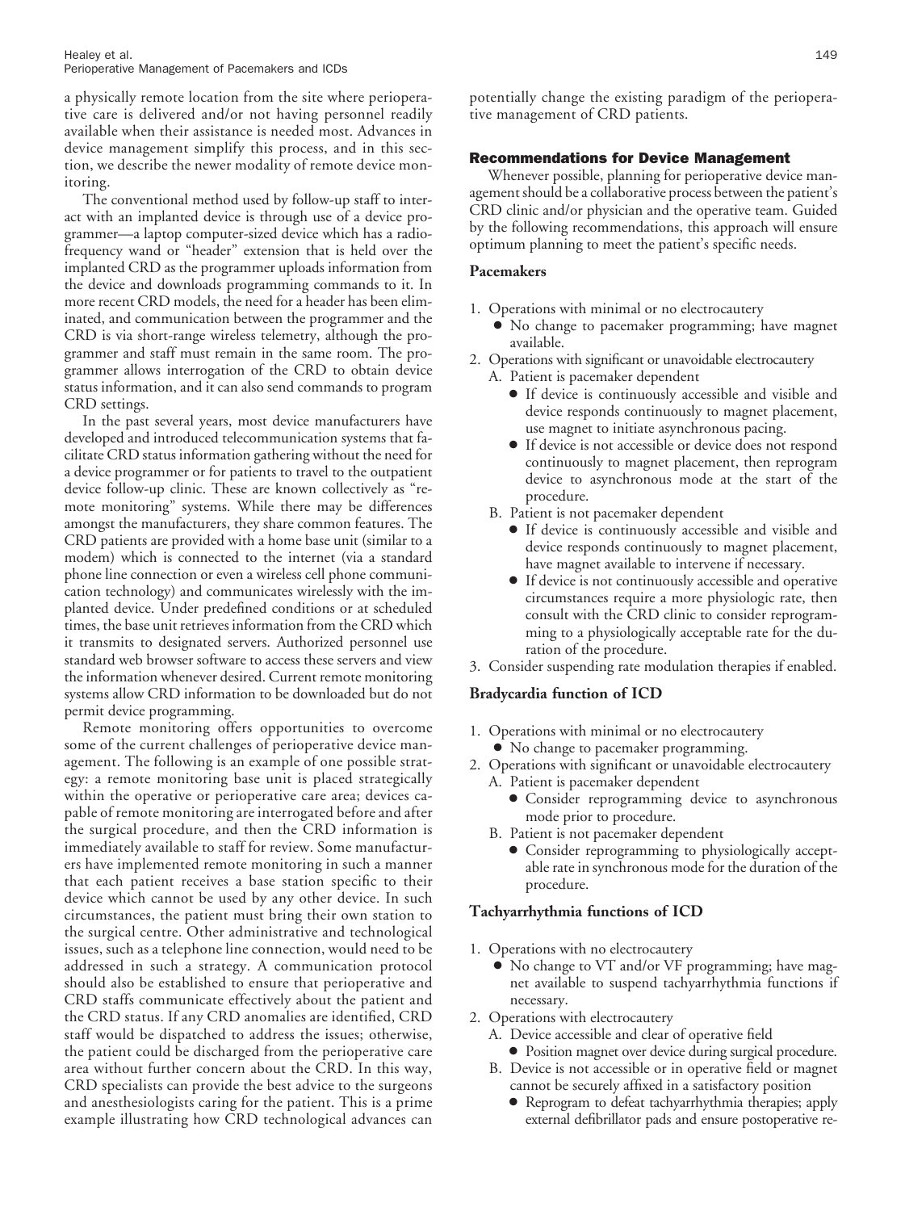a physically remote location from the site where perioperative care is delivered and/or not having personnel readily available when their assistance is needed most. Advances in device management simplify this process, and in this section, we describe the newer modality of remote device monitoring.

The conventional method used by follow-up staff to interact with an implanted device is through use of a device programmer—a laptop computer-sized device which has a radiofrequency wand or "header" extension that is held over the implanted CRD as the programmer uploads information from the device and downloads programming commands to it. In more recent CRD models, the need for a header has been eliminated, and communication between the programmer and the CRD is via short-range wireless telemetry, although the programmer and staff must remain in the same room. The programmer allows interrogation of the CRD to obtain device status information, and it can also send commands to program CRD settings.

In the past several years, most device manufacturers have developed and introduced telecommunication systems that facilitate CRD status information gathering without the need for a device programmer or for patients to travel to the outpatient device follow-up clinic. These are known collectively as "remote monitoring" systems. While there may be differences amongst the manufacturers, they share common features. The CRD patients are provided with a home base unit (similar to a modem) which is connected to the internet (via a standard phone line connection or even a wireless cell phone communication technology) and communicates wirelessly with the implanted device. Under predefined conditions or at scheduled times, the base unit retrieves information from the CRD which it transmits to designated servers. Authorized personnel use standard web browser software to access these servers and view the information whenever desired. Current remote monitoring systems allow CRD information to be downloaded but do not permit device programming.

Remote monitoring offers opportunities to overcome some of the current challenges of perioperative device management. The following is an example of one possible strategy: a remote monitoring base unit is placed strategically within the operative or perioperative care area; devices capable of remote monitoring are interrogated before and after the surgical procedure, and then the CRD information is immediately available to staff for review. Some manufacturers have implemented remote monitoring in such a manner that each patient receives a base station specific to their device which cannot be used by any other device. In such circumstances, the patient must bring their own station to the surgical centre. Other administrative and technological issues, such as a telephone line connection, would need to be addressed in such a strategy. A communication protocol should also be established to ensure that perioperative and CRD staffs communicate effectively about the patient and the CRD status. If any CRD anomalies are identified, CRD staff would be dispatched to address the issues; otherwise, the patient could be discharged from the perioperative care area without further concern about the CRD. In this way, CRD specialists can provide the best advice to the surgeons and anesthesiologists caring for the patient. This is a prime example illustrating how CRD technological advances can potentially change the existing paradigm of the perioperative management of CRD patients.

## Recommendations for Device Management

Whenever possible, planning for perioperative device management should be a collaborative process between the patient's CRD clinic and/or physician and the operative team. Guided by the following recommendations, this approach will ensure optimum planning to meet the patient's specific needs.

### Pacemakers

1. Operations with minimal or no electrocautery
   - No change to pacemaker programming; have magnet available.
2. Operations with significant or unavoidable electrocautery
   A. Patient is pacemaker dependent
   - If device is continuously accessible and visible and device responds continuously to magnet placement, use magnet to initiate asynchronous pacing.
   - If device is not accessible or device does not respond continuously to magnet placement, then reprogram device to asynchronous mode at the start of the procedure.

   B. Patient is not pacemaker dependent
   - If device is continuously accessible and visible and device responds continuously to magnet placement, have magnet available to intervene if necessary.
   - If device is not continuously accessible and operative circumstances require a more physiologic rate, then consult with the CRD clinic to consider reprogramming to a physiologically acceptable rate for the duration of the procedure.
3. Consider suspending rate modulation therapies if enabled.

### Bradycardia function of ICD

1. Operations with minimal or no electrocautery
   - No change to pacemaker programming.
2. Operations with significant or unavoidable electrocautery
   A. Patient is pacemaker dependent
   - Consider reprogramming device to asynchronous mode prior to procedure.

   B. Patient is not pacemaker dependent
   - Consider reprogramming to physiologically acceptable rate in synchronous mode for the duration of the procedure.

### Tachyarrhythmia functions of ICD

1. Operations with no electrocautery
   - No change to VT and/or VF programming; have magnet available to suspend tachyarrhythmia functions if necessary.
2. Operations with electrocautery
   A. Device accessible and clear of operative field
   - Position magnet over device during surgical procedure.

   B. Device is not accessible or in operative field or magnet cannot be securely affixed in a satisfactory position
   - Reprogram to defeat tachyarrhythmia therapies; apply external defibrillator pads and ensure postoperative re-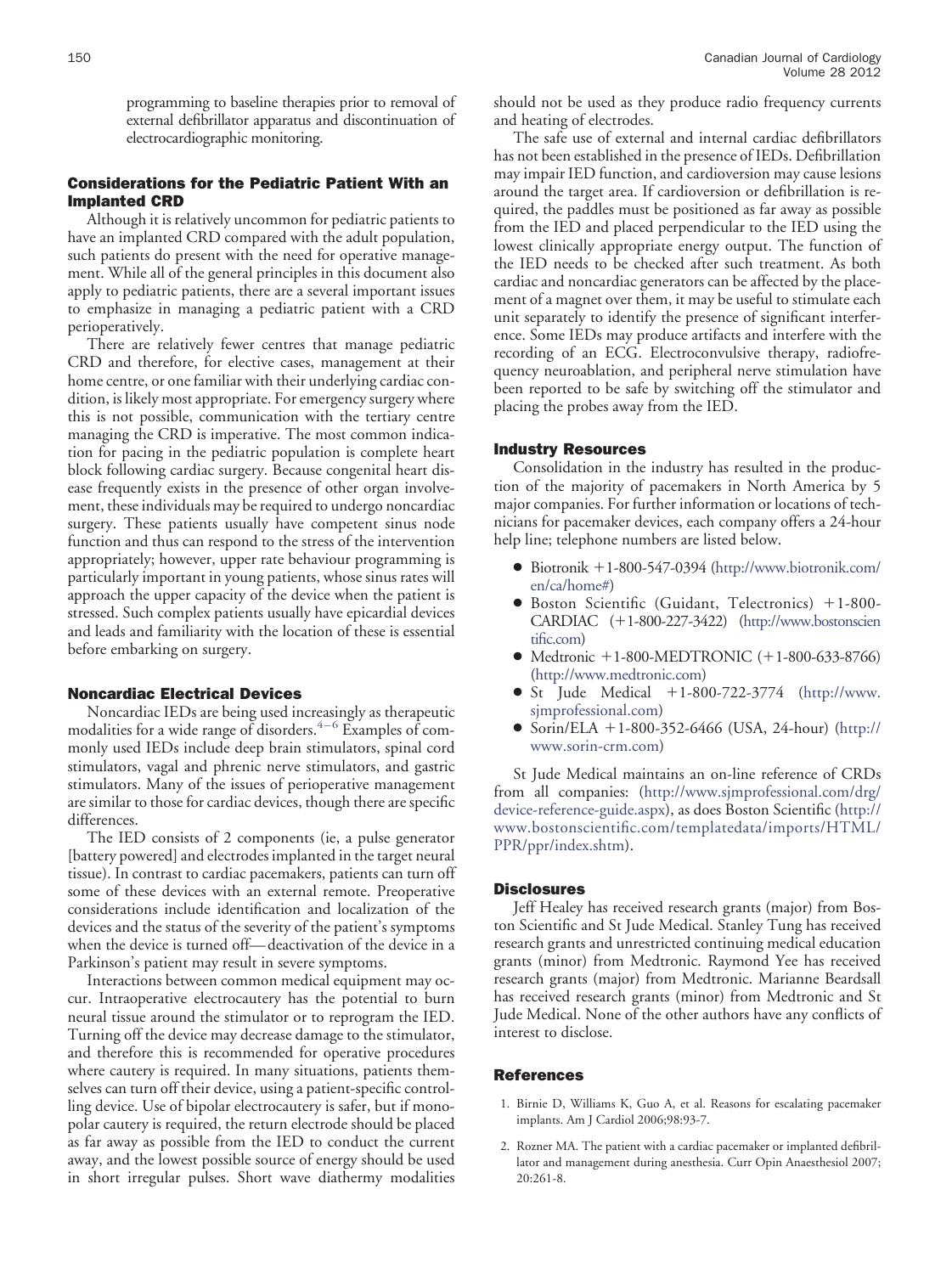programming to baseline therapies prior to removal of external defibrillator apparatus and discontinuation of electrocardiographic monitoring.

### Considerations for the Pediatric Patient With an Implanted CRD

Although it is relatively uncommon for pediatric patients to have an implanted CRD compared with the adult population, such patients do present with the need for operative management. While all of the general principles in this document also apply to pediatric patients, there are a several important issues to emphasize in managing a pediatric patient with a CRD perioperatively.

There are relatively fewer centres that manage pediatric CRD and therefore, for elective cases, management at their home centre, or one familiar with their underlying cardiac condition, is likely most appropriate. For emergency surgery where this is not possible, communication with the tertiary centre managing the CRD is imperative. The most common indication for pacing in the pediatric population is complete heart block following cardiac surgery. Because congenital heart disease frequently exists in the presence of other organ involvement, these individuals may be required to undergo noncardiac surgery. These patients usually have competent sinus node function and thus can respond to the stress of the intervention appropriately; however, upper rate behaviour programming is particularly important in young patients, whose sinus rates will approach the upper capacity of the device when the patient is stressed. Such complex patients usually have epicardial devices and leads and familiarity with the location of these is essential before embarking on surgery.

### Noncardiac Electrical Devices

Noncardiac IEDs are being used increasingly as therapeutic modalities for a wide range of disorders.[4–6] Examples of commonly used IEDs include deep brain stimulators, spinal cord stimulators, vagal and phrenic nerve stimulators, and gastric stimulators. Many of the issues of perioperative management are similar to those for cardiac devices, though there are specific differences.

The IED consists of 2 components (ie, a pulse generator [battery powered] and electrodes implanted in the target neural tissue). In contrast to cardiac pacemakers, patients can turn off some of these devices with an external remote. Preoperative considerations include identification and localization of the devices and the status of the severity of the patient's symptoms when the device is turned off—deactivation of the device in a Parkinson's patient may result in severe symptoms.

Interactions between common medical equipment may occur. Intraoperative electrocautery has the potential to burn neural tissue around the stimulator or to reprogram the IED. Turning off the device may decrease damage to the stimulator, and therefore this is recommended for operative procedures where cautery is required. In many situations, patients themselves can turn off their device, using a patient-specific controlling device. Use of bipolar electrocautery is safer, but if monopolar cautery is required, the return electrode should be placed as far away as possible from the IED to conduct the current away, and the lowest possible source of energy should be used in short irregular pulses. Short wave diathermy modalities should not be used as they produce radio frequency currents and heating of electrodes.

The safe use of external and internal cardiac defibrillators has not been established in the presence of IEDs. Defibrillation may impair IED function, and cardioversion may cause lesions around the target area. If cardioversion or defibrillation is required, the paddles must be positioned as far away as possible from the IED and placed perpendicular to the IED using the lowest clinically appropriate energy output. The function of the IED needs to be checked after such treatment. As both cardiac and noncardiac generators can be affected by the placement of a magnet over them, it may be useful to stimulate each unit separately to identify the presence of significant interference. Some IEDs may produce artifacts and interfere with the recording of an ECG. Electroconvulsive therapy, radiofrequency neuroablation, and peripheral nerve stimulation have been reported to be safe by switching off the stimulator and placing the probes away from the IED.

### Industry Resources

Consolidation in the industry has resulted in the production of the majority of pacemakers in North America by 5 major companies. For further information or locations of technicians for pacemaker devices, each company offers a 24-hour help line; telephone numbers are listed below.

- Biotronik +1-800-547-0394 (http://www.biotronik.com/en/ca/home#)
- Boston Scientific (Guidant, Telectronics) +1-800-CARDIAC (+1-800-227-3422) (http://www.bostonscientific.com)
- Medtronic +1-800-MEDTRONIC (+1-800-633-8766) (http://www.medtronic.com)
- St Jude Medical +1-800-722-3774 (http://www.sjmprofessional.com)
- Sorin/ELA +1-800-352-6466 (USA, 24-hour) (http://www.sorin-crm.com)

St Jude Medical maintains an on-line reference of CRDs from all companies: (http://www.sjmprofessional.com/drg/device-reference-guide.aspx), as does Boston Scientific (http://www.bostonscientific.com/templatedata/imports/HTML/PPR/ppr/index.shtm).

### Disclosures

Jeff Healey has received research grants (major) from Boston Scientific and St Jude Medical. Stanley Tung has received research grants and unrestricted continuing medical education grants (minor) from Medtronic. Raymond Yee has received research grants (major) from Medtronic. Marianne Beardsall has received research grants (minor) from Medtronic and St Jude Medical. None of the other authors have any conflicts of interest to disclose.

### References

1. Birnie D, Williams K, Guo A, et al. Reasons for escalating pacemaker implants. Am J Cardiol 2006;98:93-7.
2. Rozner MA. The patient with a cardiac pacemaker or implanted defibrillator and management during anesthesia. Curr Opin Anaesthesiol 2007; 20:261-8.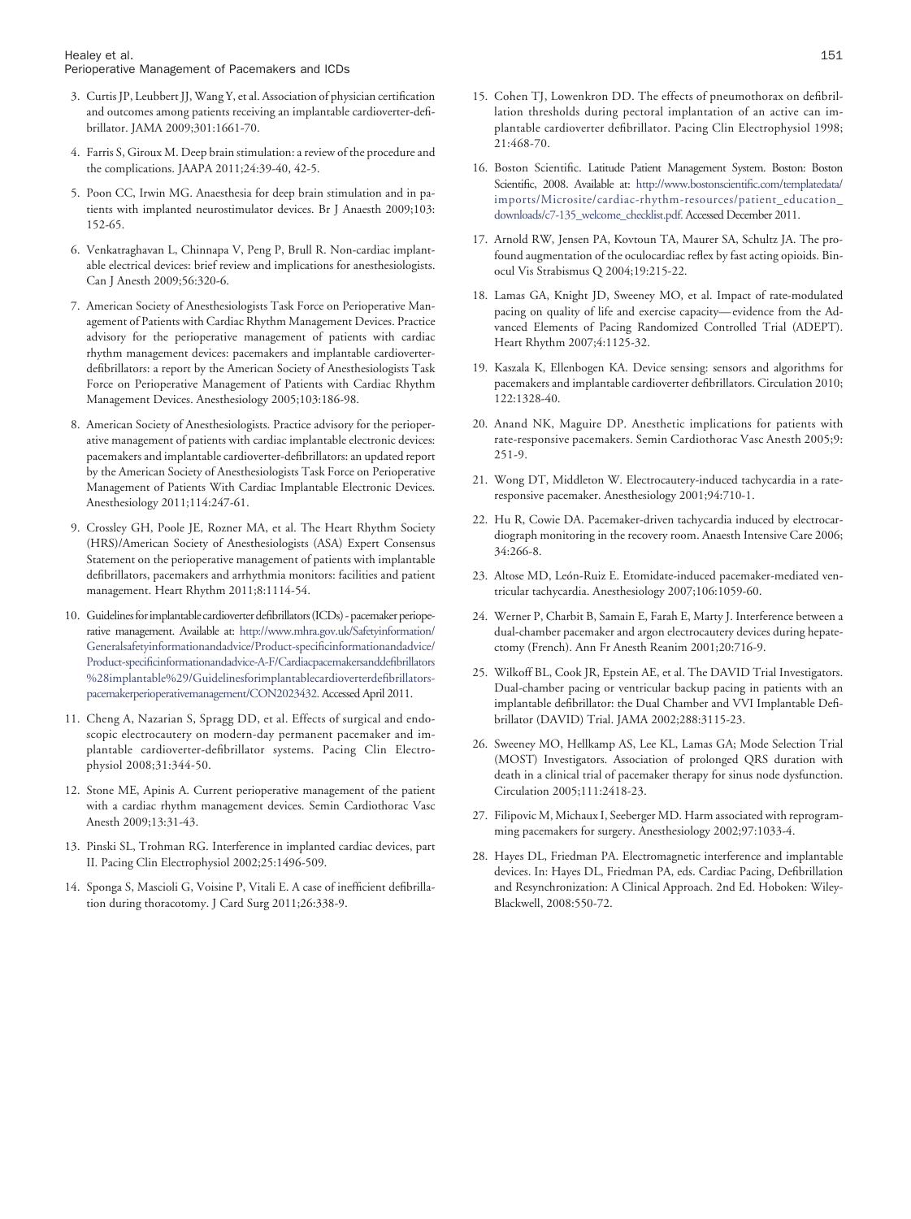3. Curtis JP, Leubbert JJ, Wang Y, et al. Association of physician certification and outcomes among patients receiving an implantable cardioverter-defibrillator. JAMA 2009;301:1661-70.

4. Farris S, Giroux M. Deep brain stimulation: a review of the procedure and the complications. JAAPA 2011;24:39-40, 42-5.

5. Poon CC, Irwin MG. Anaesthesia for deep brain stimulation and in patients with implanted neurostimulator devices. Br J Anaesth 2009;103: 152-65.

6. Venkatraghavan L, Chinnapa V, Peng P, Brull R. Non-cardiac implantable electrical devices: brief review and implications for anesthesiologists. Can J Anesth 2009;56:320-6.

7. American Society of Anesthesiologists Task Force on Perioperative Management of Patients with Cardiac Rhythm Management Devices. Practice advisory for the perioperative management of patients with cardiac rhythm management devices: pacemakers and implantable cardioverter-defibrillators: a report by the American Society of Anesthesiologists Task Force on Perioperative Management of Patients with Cardiac Rhythm Management Devices. Anesthesiology 2005;103:186-98.

8. American Society of Anesthesiologists. Practice advisory for the perioperative management of patients with cardiac implantable electronic devices: pacemakers and implantable cardioverter-defibrillators: an updated report by the American Society of Anesthesiologists Task Force on Perioperative Management of Patients With Cardiac Implantable Electronic Devices. Anesthesiology 2011;114:247-61.

9. Crossley GH, Poole JE, Rozner MA, et al. The Heart Rhythm Society (HRS)/American Society of Anesthesiologists (ASA) Expert Consensus Statement on the perioperative management of patients with implantable defibrillators, pacemakers and arrhythmia monitors: facilities and patient management. Heart Rhythm 2011;8:1114-54.

10. Guidelines for implantable cardioverter defibrillators (ICDs) - pacemaker perioperative management. Available at: http://www.mhra.gov.uk/Safetyinformation/Generalsafetyinformationandadvice/Product-specificinformationandadvice/Product-specificinformationandadvice-A-F/Cardiacpacemakersanddefibrillators%28implantable%29/Guidelinesforimplantablecardioverterdefibrillators-pacemakerperioperativemanagement/CON2023432. Accessed April 2011.

11. Cheng A, Nazarian S, Spragg DD, et al. Effects of surgical and endoscopic electrocautery on modern-day permanent pacemaker and implantable cardioverter-defibrillator systems. Pacing Clin Electrophysiol 2008;31:344-50.

12. Stone ME, Apinis A. Current perioperative management of the patient with a cardiac rhythm management devices. Semin Cardiothorac Vasc Anesth 2009;13:31-43.

13. Pinski SL, Trohman RG. Interference in implanted cardiac devices, part II. Pacing Clin Electrophysiol 2002;25:1496-509.

14. Sponga S, Mascioli G, Voisine P, Vitali E. A case of inefficient defibrillation during thoracotomy. J Card Surg 2011;26:338-9.

15. Cohen TJ, Lowenkron DD. The effects of pneumothorax on defibrillation thresholds during pectoral implantation of an active can implantable cardioverter defibrillator. Pacing Clin Electrophysiol 1998; 21:468-70.

16. Boston Scientific. Latitude Patient Management System. Boston: Boston Scientific, 2008. Available at: http://www.bostonscientific.com/templatedata/imports/Microsite/cardiac-rhythm-resources/patient_education_downloads/c7-135_welcome_checklist.pdf. Accessed December 2011.

17. Arnold RW, Jensen PA, Kovtoun TA, Maurer SA, Schultz JA. The profound augmentation of the oculocardiac reflex by fast acting opioids. Binocul Vis Strabismus Q 2004;19:215-22.

18. Lamas GA, Knight JD, Sweeney MO, et al. Impact of rate-modulated pacing on quality of life and exercise capacity—evidence from the Advanced Elements of Pacing Randomized Controlled Trial (ADEPT). Heart Rhythm 2007;4:1125-32.

19. Kaszala K, Ellenbogen KA. Device sensing: sensors and algorithms for pacemakers and implantable cardioverter defibrillators. Circulation 2010; 122:1328-40.

20. Anand NK, Maguire DP. Anesthetic implications for patients with rate-responsive pacemakers. Semin Cardiothorac Vasc Anesth 2005;9: 251-9.

21. Wong DT, Middleton W. Electrocautery-induced tachycardia in a rate-responsive pacemaker. Anesthesiology 2001;94:710-1.

22. Hu R, Cowie DA. Pacemaker-driven tachycardia induced by electrocardiograph monitoring in the recovery room. Anaesth Intensive Care 2006; 34:266-8.

23. Altose MD, León-Ruiz E. Etomidate-induced pacemaker-mediated ventricular tachycardia. Anesthesiology 2007;106:1059-60.

24. Werner P, Charbit B, Samain E, Farah E, Marty J. Interference between a dual-chamber pacemaker and argon electrocautery devices during hepatectomy (French). Ann Fr Anesth Reanim 2001;20:716-9.

25. Wilkoff BL, Cook JR, Epstein AE, et al. The DAVID Trial Investigators. Dual-chamber pacing or ventricular backup pacing in patients with an implantable defibrillator: the Dual Chamber and VVI Implantable Defibrillator (DAVID) Trial. JAMA 2002;288:3115-23.

26. Sweeney MO, Hellkamp AS, Lee KL, Lamas GA; Mode Selection Trial (MOST) Investigators. Association of prolonged QRS duration with death in a clinical trial of pacemaker therapy for sinus node dysfunction. Circulation 2005;111:2418-23.

27. Filipovic M, Michaux I, Seeberger MD. Harm associated with reprogramming pacemakers for surgery. Anesthesiology 2002;97:1033-4.

28. Hayes DL, Friedman PA. Electromagnetic interference and implantable devices. In: Hayes DL, Friedman PA, eds. Cardiac Pacing, Defibrillation and Resynchronization: A Clinical Approach. 2nd Ed. Hoboken: Wiley-Blackwell, 2008:550-72.